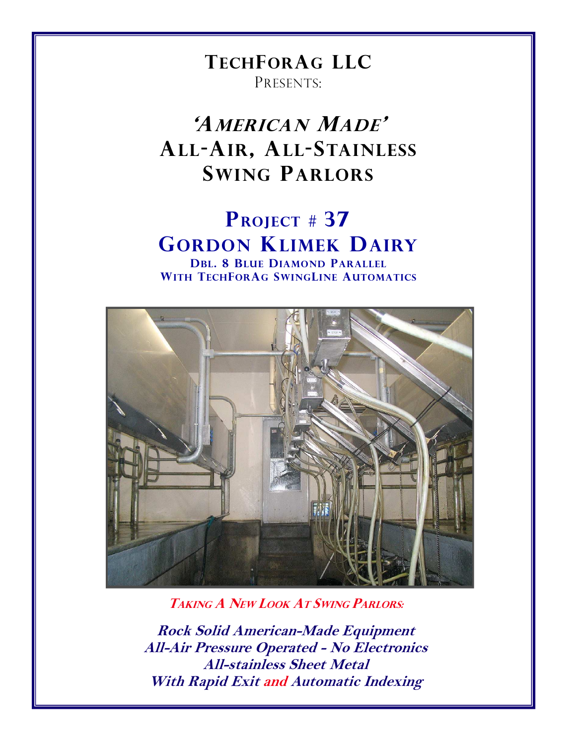# TechForAg LLC

Presents:

# *'American Made'*
# All-Air, All-Stainless Swing Parlors

## Project # 37
## Gordon Klimek Dairy

### Dbl. 8 Blue Diamond Parallel
### With TechForAg SwingLine Automatics

***Taking A New Look At Swing Parlors:***

***Rock Solid American-Made Equipment***
***All-Air Pressure Operated - No Electronics***
***All-stainless Sheet Metal***
***With Rapid Exit and Automatic Indexing***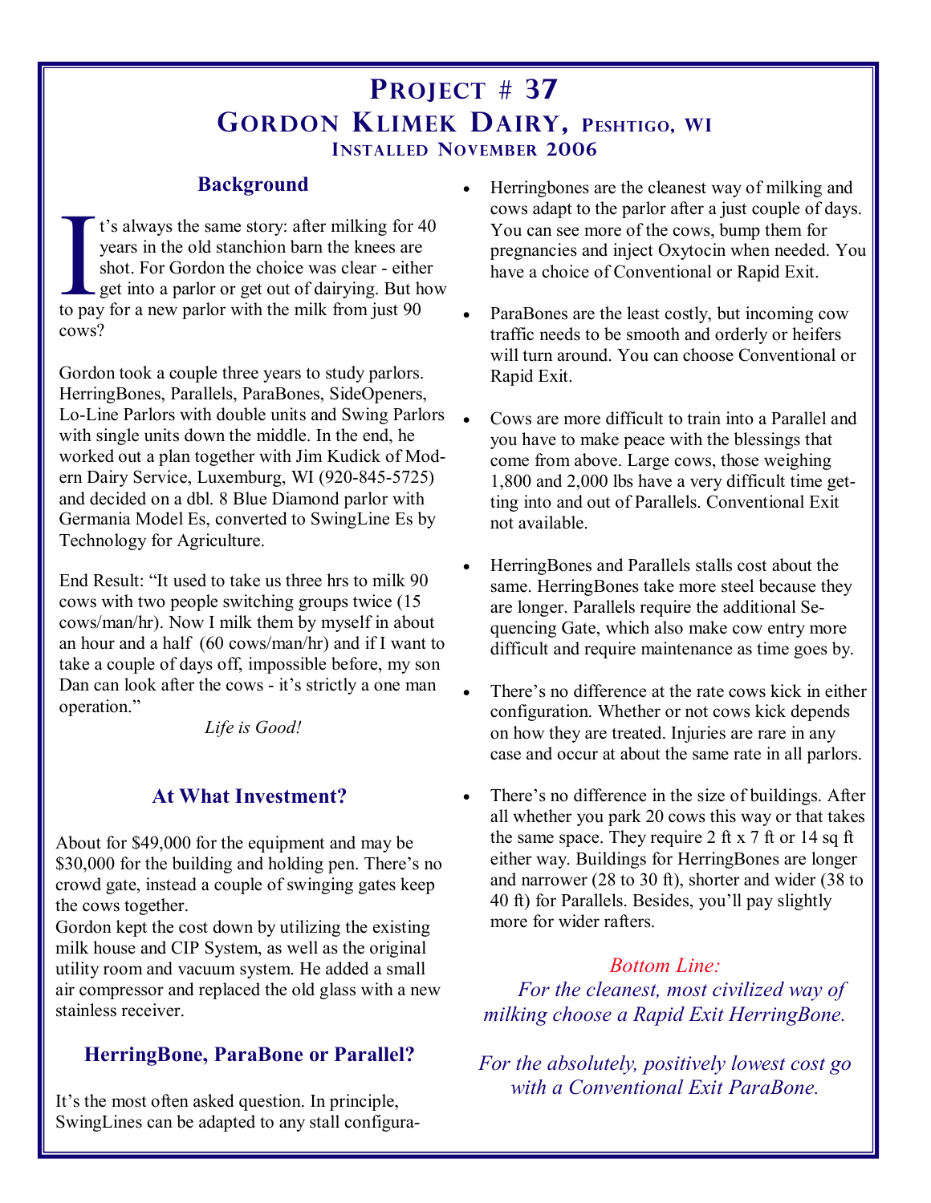# Project # 37

## Gordon Klimek Dairy, Peshtigo, WI

### Installed November 2006

### Background

It's always the same story: after milking for 40 years in the old stanchion barn the knees are shot. For Gordon the choice was clear - either get into a parlor or get out of dairying. But how to pay for a new parlor with the milk from just 90 cows?

Gordon took a couple three years to study parlors. HerringBones, Parallels, ParaBones, SideOpeners, Lo-Line Parlors with double units and Swing Parlors with single units down the middle. In the end, he worked out a plan together with Jim Kudick of Modern Dairy Service, Luxemburg, WI (920-845-5725) and decided on a dbl. 8 Blue Diamond parlor with Germania Model Es, converted to SwingLine Es by Technology for Agriculture.

End Result: "It used to take us three hrs to milk 90 cows with two people switching groups twice (15 cows/man/hr). Now I milk them by myself in about an hour and a half (60 cows/man/hr) and if I want to take a couple of days off, impossible before, my son Dan can look after the cows - it's strictly a one man operation."

*Life is Good!*

### At What Investment?

About for $49,000 for the equipment and may be $30,000 for the building and holding pen. There's no crowd gate, instead a couple of swinging gates keep the cows together.

Gordon kept the cost down by utilizing the existing milk house and CIP System, as well as the original utility room and vacuum system. He added a small air compressor and replaced the old glass with a new stainless receiver.

### HerringBone, ParaBone or Parallel?

It's the most often asked question. In principle, SwingLines can be adapted to any stall configuration.

- Herringbones are the cleanest way of milking and cows adapt to the parlor after a just couple of days. You can see more of the cows, bump them for pregnancies and inject Oxytocin when needed. You have a choice of Conventional or Rapid Exit.

- ParaBones are the least costly, but incoming cow traffic needs to be smooth and orderly or heifers will turn around. You can choose Conventional or Rapid Exit.

- Cows are more difficult to train into a Parallel and you have to make peace with the blessings that come from above. Large cows, those weighing 1,800 and 2,000 lbs have a very difficult time getting into and out of Parallels. Conventional Exit not available.

- HerringBones and Parallels stalls cost about the same. HerringBones take more steel because they are longer. Parallels require the additional Sequencing Gate, which also make cow entry more difficult and require maintenance as time goes by.

- There's no difference at the rate cows kick in either configuration. Whether or not cows kick depends on how they are treated. Injuries are rare in any case and occur at about the same rate in all parlors.

- There's no difference in the size of buildings. After all whether you park 20 cows this way or that takes the same space. They require 2 ft x 7 ft or 14 sq ft either way. Buildings for HerringBones are longer and narrower (28 to 30 ft), shorter and wider (38 to 40 ft) for Parallels. Besides, you'll pay slightly more for wider rafters.

*Bottom Line:*

*For the cleanest, most civilized way of milking choose a Rapid Exit HerringBone.*

*For the absolutely, positively lowest cost go with a Conventional Exit ParaBone.*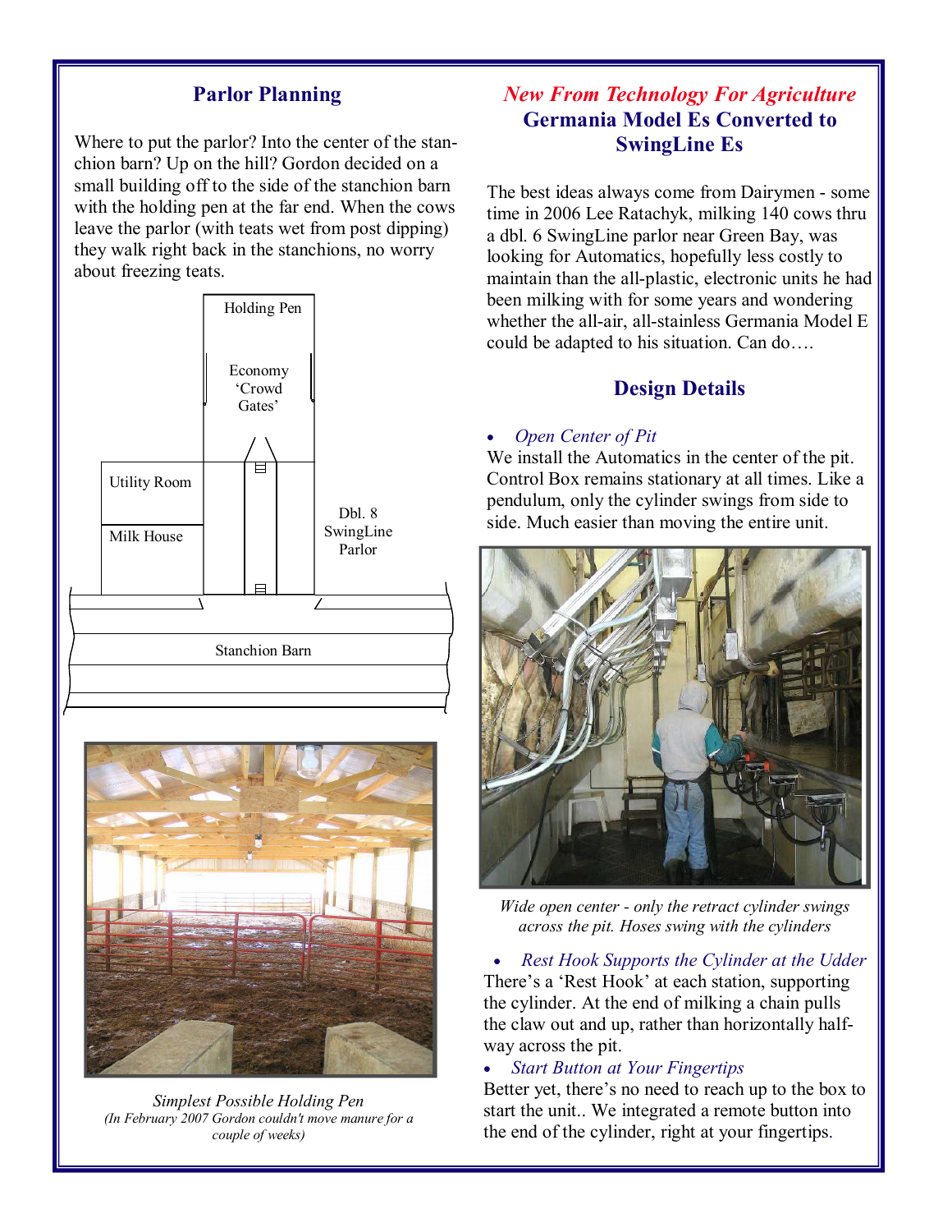## Parlor Planning

Where to put the parlor? Into the center of the stanchion barn? Up on the hill? Gordon decided on a small building off to the side of the stanchion barn with the holding pen at the far end. When the cows leave the parlor (with teats wet from post dipping) they walk right back in the stanchions, no worry about freezing teats.

Holding Pen

Economy 'Crowd Gates'

Utility Room

Milk House

Dbl. 8 SwingLine Parlor

Stanchion Barn

*Simplest Possible Holding Pen*

*(In February 2007 Gordon couldn't move manure for a couple of weeks)*

## *New From Technology For Agriculture*

## Germania Model Es Converted to SwingLine Es

The best ideas always come from Dairymen - some time in 2006 Lee Ratachyk, milking 140 cows thru a dbl. 6 SwingLine parlor near Green Bay, was looking for Automatics, hopefully less costly to maintain than the all-plastic, electronic units he had been milking with for some years and wondering whether the all-air, all-stainless Germania Model E could be adapted to his situation. Can do….

### Design Details

- *Open Center of Pit*

We install the Automatics in the center of the pit. Control Box remains stationary at all times. Like a pendulum, only the cylinder swings from side to side. Much easier than moving the entire unit.

*Wide open center - only the retract cylinder swings across the pit. Hoses swing with the cylinders*

- *Rest Hook Supports the Cylinder at the Udder*

There's a 'Rest Hook' at each station, supporting the cylinder. At the end of milking a chain pulls the claw out and up, rather than horizontally half-way across the pit.

- *Start Button at Your Fingertips*

Better yet, there's no need to reach up to the box to start the unit.. We integrated a remote button into the end of the cylinder, right at your fingertips.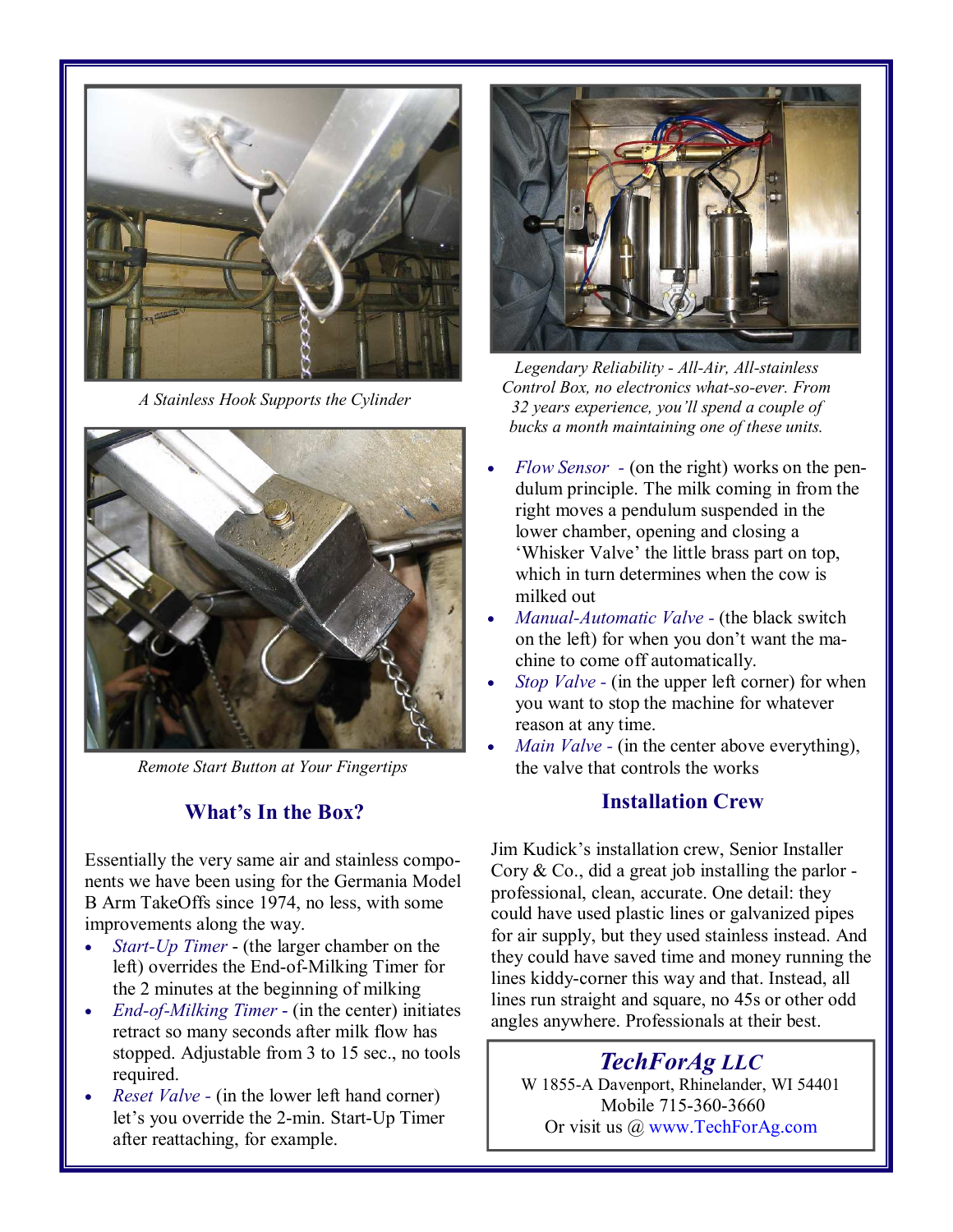*A Stainless Hook Supports the Cylinder*

*Remote Start Button at Your Fingertips*

## What's In the Box?

Essentially the very same air and stainless components we have been using for the Germania Model B Arm TakeOffs since 1974, no less, with some improvements along the way.

- *Start-Up Timer* - (the larger chamber on the left) overrides the End-of-Milking Timer for the 2 minutes at the beginning of milking
- *End-of-Milking Timer* - (in the center) initiates retract so many seconds after milk flow has stopped. Adjustable from 3 to 15 sec., no tools required.
- *Reset Valve* - (in the lower left hand corner) let's you override the 2-min. Start-Up Timer after reattaching, for example.

*Legendary Reliability - All-Air, All-stainless Control Box, no electronics what-so-ever. From 32 years experience, you'll spend a couple of bucks a month maintaining one of these units.*

- *Flow Sensor* - (on the right) works on the pendulum principle. The milk coming in from the right moves a pendulum suspended in the lower chamber, opening and closing a 'Whisker Valve' the little brass part on top, which in turn determines when the cow is milked out
- *Manual-Automatic Valve* - (the black switch on the left) for when you don't want the machine to come off automatically.
- *Stop Valve* - (in the upper left corner) for when you want to stop the machine for whatever reason at any time.
- *Main Valve* - (in the center above everything), the valve that controls the works

## Installation Crew

Jim Kudick's installation crew, Senior Installer Cory & Co., did a great job installing the parlor - professional, clean, accurate. One detail: they could have used plastic lines or galvanized pipes for air supply, but they used stainless instead. And they could have saved time and money running the lines kiddy-corner this way and that. Instead, all lines run straight and square, no 45s or other odd angles anywhere. Professionals at their best.

**_TechForAg LLC_**
W 1855-A Davenport, Rhinelander, WI 54401
Mobile 715-360-3660
Or visit us @ www.TechForAg.com